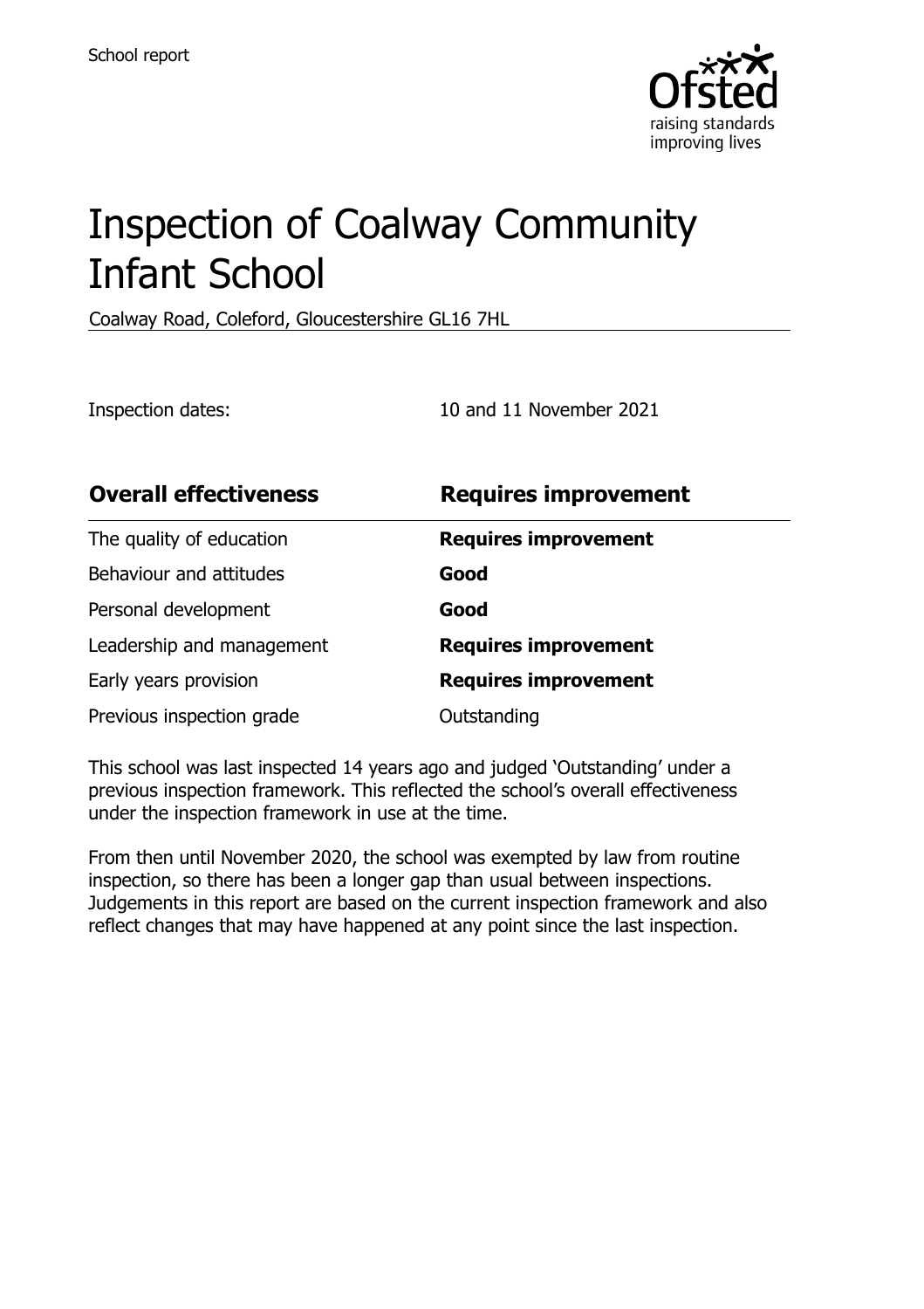School report

# Inspection of Coalway Community Infant School

Coalway Road, Coleford, Gloucestershire GL16 7HL

Inspection dates: 10 and 11 November 2021

| **Overall effectiveness** | **Requires improvement** |
| --- | --- |
| The quality of education | **Requires improvement** |
| Behaviour and attitudes | **Good** |
| Personal development | **Good** |
| Leadership and management | **Requires improvement** |
| Early years provision | **Requires improvement** |
| Previous inspection grade | Outstanding |

This school was last inspected 14 years ago and judged 'Outstanding' under a previous inspection framework. This reflected the school's overall effectiveness under the inspection framework in use at the time.

From then until November 2020, the school was exempted by law from routine inspection, so there has been a longer gap than usual between inspections. Judgements in this report are based on the current inspection framework and also reflect changes that may have happened at any point since the last inspection.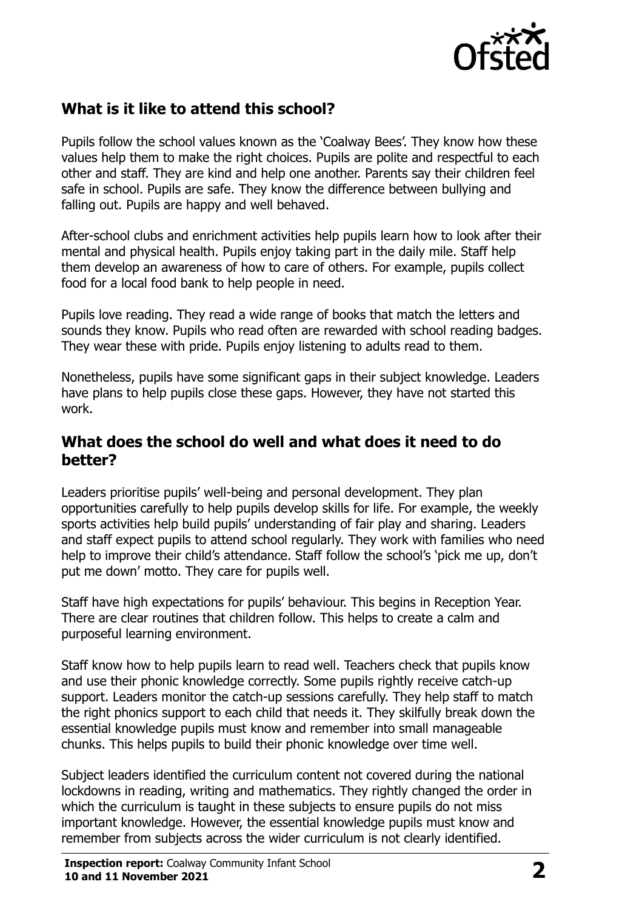## What is it like to attend this school?

Pupils follow the school values known as the 'Coalway Bees'. They know how these values help them to make the right choices. Pupils are polite and respectful to each other and staff. They are kind and help one another. Parents say their children feel safe in school. Pupils are safe. They know the difference between bullying and falling out. Pupils are happy and well behaved.

After-school clubs and enrichment activities help pupils learn how to look after their mental and physical health. Pupils enjoy taking part in the daily mile. Staff help them develop an awareness of how to care of others. For example, pupils collect food for a local food bank to help people in need.

Pupils love reading. They read a wide range of books that match the letters and sounds they know. Pupils who read often are rewarded with school reading badges. They wear these with pride. Pupils enjoy listening to adults read to them.

Nonetheless, pupils have some significant gaps in their subject knowledge. Leaders have plans to help pupils close these gaps. However, they have not started this work.

## What does the school do well and what does it need to do better?

Leaders prioritise pupils' well-being and personal development. They plan opportunities carefully to help pupils develop skills for life. For example, the weekly sports activities help build pupils' understanding of fair play and sharing. Leaders and staff expect pupils to attend school regularly. They work with families who need help to improve their child's attendance. Staff follow the school's 'pick me up, don't put me down' motto. They care for pupils well.

Staff have high expectations for pupils' behaviour. This begins in Reception Year. There are clear routines that children follow. This helps to create a calm and purposeful learning environment.

Staff know how to help pupils learn to read well. Teachers check that pupils know and use their phonic knowledge correctly. Some pupils rightly receive catch-up support. Leaders monitor the catch-up sessions carefully. They help staff to match the right phonics support to each child that needs it. They skilfully break down the essential knowledge pupils must know and remember into small manageable chunks. This helps pupils to build their phonic knowledge over time well.

Subject leaders identified the curriculum content not covered during the national lockdowns in reading, writing and mathematics. They rightly changed the order in which the curriculum is taught in these subjects to ensure pupils do not miss important knowledge. However, the essential knowledge pupils must know and remember from subjects across the wider curriculum is not clearly identified.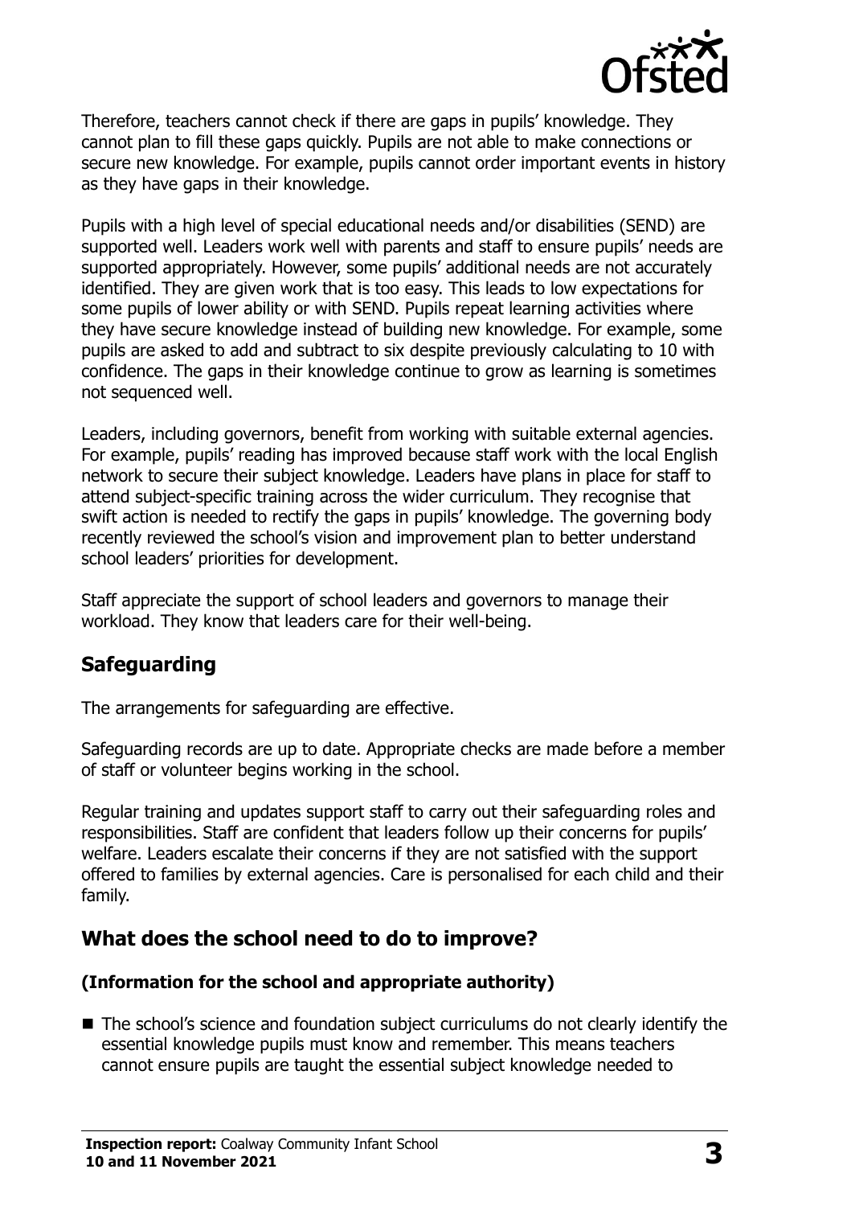Therefore, teachers cannot check if there are gaps in pupils' knowledge. They cannot plan to fill these gaps quickly. Pupils are not able to make connections or secure new knowledge. For example, pupils cannot order important events in history as they have gaps in their knowledge.

Pupils with a high level of special educational needs and/or disabilities (SEND) are supported well. Leaders work well with parents and staff to ensure pupils' needs are supported appropriately. However, some pupils' additional needs are not accurately identified. They are given work that is too easy. This leads to low expectations for some pupils of lower ability or with SEND. Pupils repeat learning activities where they have secure knowledge instead of building new knowledge. For example, some pupils are asked to add and subtract to six despite previously calculating to 10 with confidence. The gaps in their knowledge continue to grow as learning is sometimes not sequenced well.

Leaders, including governors, benefit from working with suitable external agencies. For example, pupils' reading has improved because staff work with the local English network to secure their subject knowledge. Leaders have plans in place for staff to attend subject-specific training across the wider curriculum. They recognise that swift action is needed to rectify the gaps in pupils' knowledge. The governing body recently reviewed the school's vision and improvement plan to better understand school leaders' priorities for development.

Staff appreciate the support of school leaders and governors to manage their workload. They know that leaders care for their well-being.

## Safeguarding

The arrangements for safeguarding are effective.

Safeguarding records are up to date. Appropriate checks are made before a member of staff or volunteer begins working in the school.

Regular training and updates support staff to carry out their safeguarding roles and responsibilities. Staff are confident that leaders follow up their concerns for pupils' welfare. Leaders escalate their concerns if they are not satisfied with the support offered to families by external agencies. Care is personalised for each child and their family.

## What does the school need to do to improve?

### (Information for the school and appropriate authority)

- The school's science and foundation subject curriculums do not clearly identify the essential knowledge pupils must know and remember. This means teachers cannot ensure pupils are taught the essential subject knowledge needed to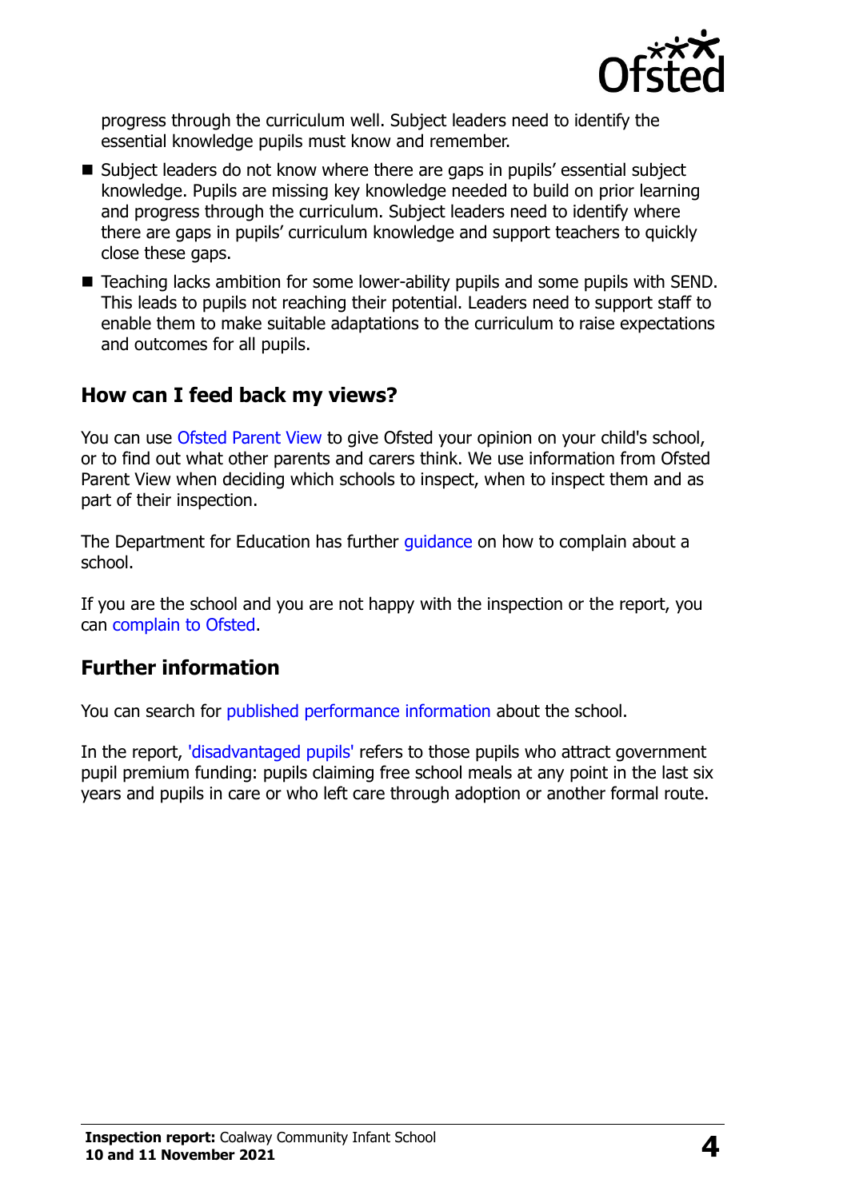progress through the curriculum well. Subject leaders need to identify the essential knowledge pupils must know and remember.

- Subject leaders do not know where there are gaps in pupils' essential subject knowledge. Pupils are missing key knowledge needed to build on prior learning and progress through the curriculum. Subject leaders need to identify where there are gaps in pupils' curriculum knowledge and support teachers to quickly close these gaps.
- Teaching lacks ambition for some lower-ability pupils and some pupils with SEND. This leads to pupils not reaching their potential. Leaders need to support staff to enable them to make suitable adaptations to the curriculum to raise expectations and outcomes for all pupils.

## How can I feed back my views?

You can use Ofsted Parent View to give Ofsted your opinion on your child's school, or to find out what other parents and carers think. We use information from Ofsted Parent View when deciding which schools to inspect, when to inspect them and as part of their inspection.

The Department for Education has further guidance on how to complain about a school.

If you are the school and you are not happy with the inspection or the report, you can complain to Ofsted.

## Further information

You can search for published performance information about the school.

In the report, 'disadvantaged pupils' refers to those pupils who attract government pupil premium funding: pupils claiming free school meals at any point in the last six years and pupils in care or who left care through adoption or another formal route.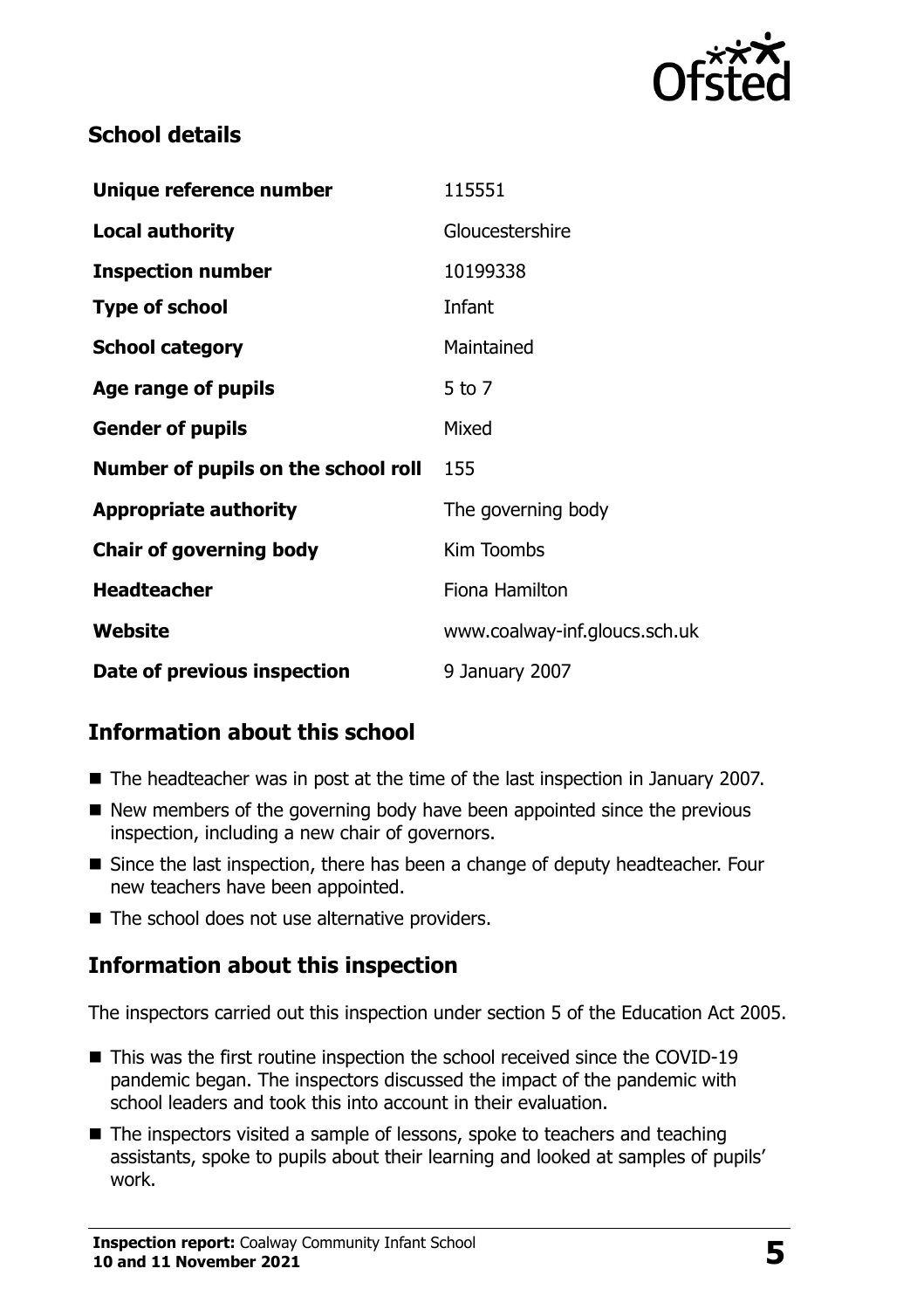## School details

| Unique reference number | 115551 |
|---|---|
| **Local authority** | Gloucestershire |
| **Inspection number** | 10199338 |
| **Type of school** | Infant |
| **School category** | Maintained |
| **Age range of pupils** | 5 to 7 |
| **Gender of pupils** | Mixed |
| **Number of pupils on the school roll** | 155 |
| **Appropriate authority** | The governing body |
| **Chair of governing body** | Kim Toombs |
| **Headteacher** | Fiona Hamilton |
| **Website** | www.coalway-inf.gloucs.sch.uk |
| **Date of previous inspection** | 9 January 2007 |

## Information about this school

- The headteacher was in post at the time of the last inspection in January 2007.
- New members of the governing body have been appointed since the previous inspection, including a new chair of governors.
- Since the last inspection, there has been a change of deputy headteacher. Four new teachers have been appointed.
- The school does not use alternative providers.

## Information about this inspection

The inspectors carried out this inspection under section 5 of the Education Act 2005.

- This was the first routine inspection the school received since the COVID-19 pandemic began. The inspectors discussed the impact of the pandemic with school leaders and took this into account in their evaluation.
- The inspectors visited a sample of lessons, spoke to teachers and teaching assistants, spoke to pupils about their learning and looked at samples of pupils' work.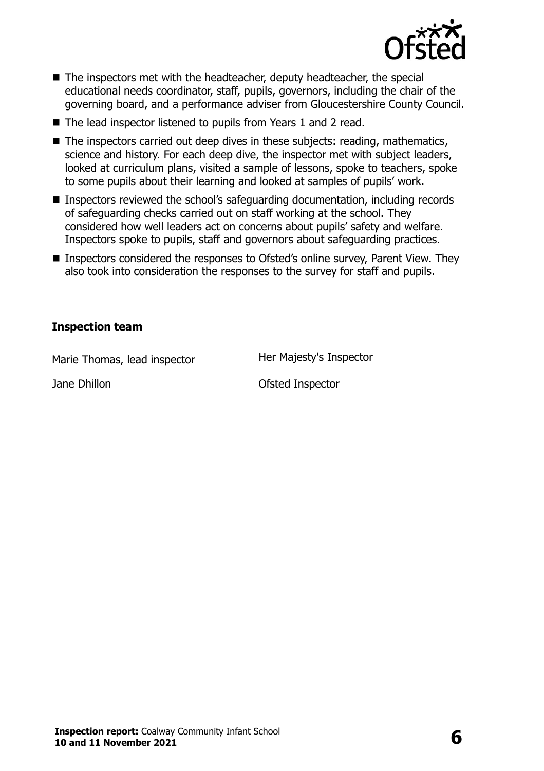- The inspectors met with the headteacher, deputy headteacher, the special educational needs coordinator, staff, pupils, governors, including the chair of the governing board, and a performance adviser from Gloucestershire County Council.
- The lead inspector listened to pupils from Years 1 and 2 read.
- The inspectors carried out deep dives in these subjects: reading, mathematics, science and history. For each deep dive, the inspector met with subject leaders, looked at curriculum plans, visited a sample of lessons, spoke to teachers, spoke to some pupils about their learning and looked at samples of pupils' work.
- Inspectors reviewed the school's safeguarding documentation, including records of safeguarding checks carried out on staff working at the school. They considered how well leaders act on concerns about pupils' safety and welfare. Inspectors spoke to pupils, staff and governors about safeguarding practices.
- Inspectors considered the responses to Ofsted's online survey, Parent View. They also took into consideration the responses to the survey for staff and pupils.

### Inspection team

| | |
|---|---|
| Marie Thomas, lead inspector | Her Majesty's Inspector |
| Jane Dhillon | Ofsted Inspector |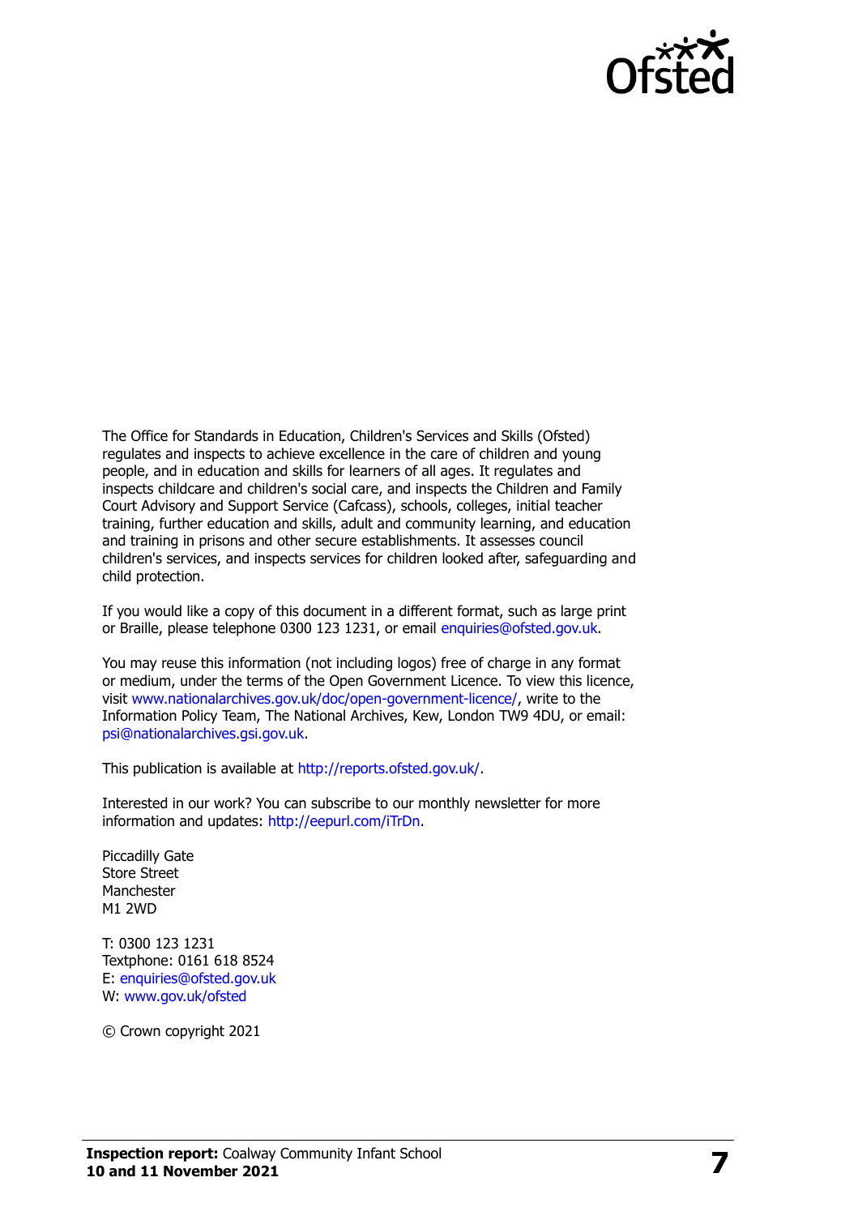The Office for Standards in Education, Children's Services and Skills (Ofsted) regulates and inspects to achieve excellence in the care of children and young people, and in education and skills for learners of all ages. It regulates and inspects childcare and children's social care, and inspects the Children and Family Court Advisory and Support Service (Cafcass), schools, colleges, initial teacher training, further education and skills, adult and community learning, and education and training in prisons and other secure establishments. It assesses council children's services, and inspects services for children looked after, safeguarding and child protection.

If you would like a copy of this document in a different format, such as large print or Braille, please telephone 0300 123 1231, or email enquiries@ofsted.gov.uk.

You may reuse this information (not including logos) free of charge in any format or medium, under the terms of the Open Government Licence. To view this licence, visit www.nationalarchives.gov.uk/doc/open-government-licence/, write to the Information Policy Team, The National Archives, Kew, London TW9 4DU, or email: psi@nationalarchives.gsi.gov.uk.

This publication is available at http://reports.ofsted.gov.uk/.

Interested in our work? You can subscribe to our monthly newsletter for more information and updates: http://eepurl.com/iTrDn.

Piccadilly Gate
Store Street
Manchester
M1 2WD

T: 0300 123 1231
Textphone: 0161 618 8524
E: enquiries@ofsted.gov.uk
W: www.gov.uk/ofsted

© Crown copyright 2021